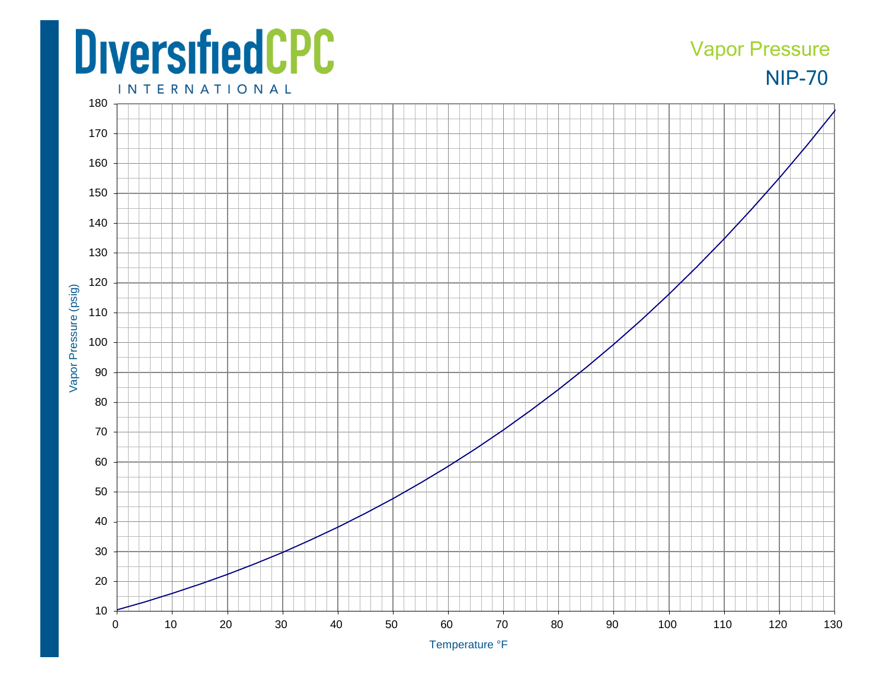DiversifiedCPC INTERNATIONAL

# Vapor Pressure

## NIP-70

Vapor Pressure (psig)

Temperature °F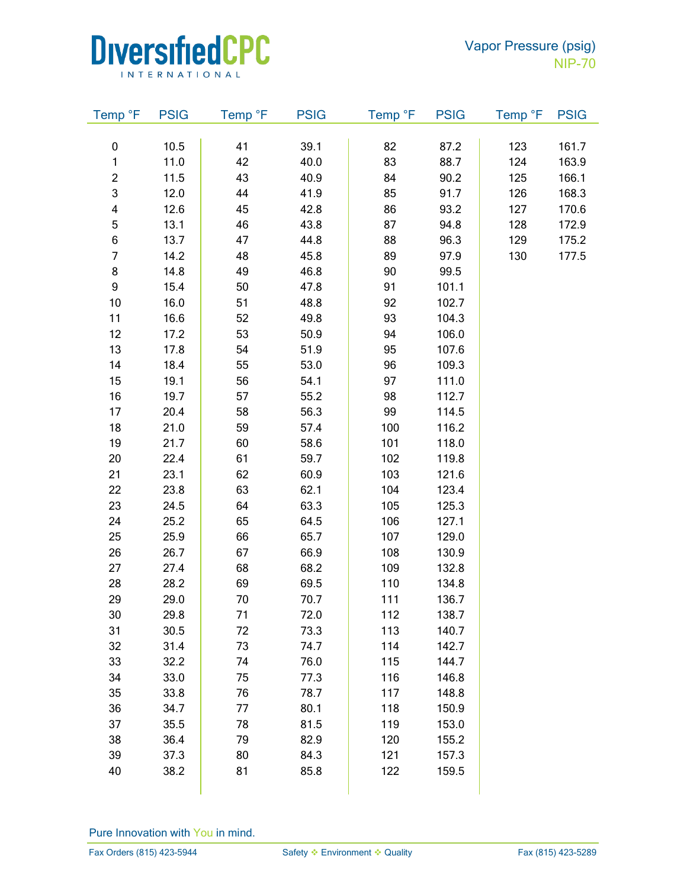DiversifiedCPC INTERNATIONAL

Vapor Pressure (psig)
NIP-70

| Temp °F | PSIG | Temp °F | PSIG | Temp °F | PSIG | Temp °F | PSIG |
|---|---|---|---|---|---|---|---|
| 0 | 10.5 | 41 | 39.1 | 82 | 87.2 | 123 | 161.7 |
| 1 | 11.0 | 42 | 40.0 | 83 | 88.7 | 124 | 163.9 |
| 2 | 11.5 | 43 | 40.9 | 84 | 90.2 | 125 | 166.1 |
| 3 | 12.0 | 44 | 41.9 | 85 | 91.7 | 126 | 168.3 |
| 4 | 12.6 | 45 | 42.8 | 86 | 93.2 | 127 | 170.6 |
| 5 | 13.1 | 46 | 43.8 | 87 | 94.8 | 128 | 172.9 |
| 6 | 13.7 | 47 | 44.8 | 88 | 96.3 | 129 | 175.2 |
| 7 | 14.2 | 48 | 45.8 | 89 | 97.9 | 130 | 177.5 |
| 8 | 14.8 | 49 | 46.8 | 90 | 99.5 | | |
| 9 | 15.4 | 50 | 47.8 | 91 | 101.1 | | |
| 10 | 16.0 | 51 | 48.8 | 92 | 102.7 | | |
| 11 | 16.6 | 52 | 49.8 | 93 | 104.3 | | |
| 12 | 17.2 | 53 | 50.9 | 94 | 106.0 | | |
| 13 | 17.8 | 54 | 51.9 | 95 | 107.6 | | |
| 14 | 18.4 | 55 | 53.0 | 96 | 109.3 | | |
| 15 | 19.1 | 56 | 54.1 | 97 | 111.0 | | |
| 16 | 19.7 | 57 | 55.2 | 98 | 112.7 | | |
| 17 | 20.4 | 58 | 56.3 | 99 | 114.5 | | |
| 18 | 21.0 | 59 | 57.4 | 100 | 116.2 | | |
| 19 | 21.7 | 60 | 58.6 | 101 | 118.0 | | |
| 20 | 22.4 | 61 | 59.7 | 102 | 119.8 | | |
| 21 | 23.1 | 62 | 60.9 | 103 | 121.6 | | |
| 22 | 23.8 | 63 | 62.1 | 104 | 123.4 | | |
| 23 | 24.5 | 64 | 63.3 | 105 | 125.3 | | |
| 24 | 25.2 | 65 | 64.5 | 106 | 127.1 | | |
| 25 | 25.9 | 66 | 65.7 | 107 | 129.0 | | |
| 26 | 26.7 | 67 | 66.9 | 108 | 130.9 | | |
| 27 | 27.4 | 68 | 68.2 | 109 | 132.8 | | |
| 28 | 28.2 | 69 | 69.5 | 110 | 134.8 | | |
| 29 | 29.0 | 70 | 70.7 | 111 | 136.7 | | |
| 30 | 29.8 | 71 | 72.0 | 112 | 138.7 | | |
| 31 | 30.5 | 72 | 73.3 | 113 | 140.7 | | |
| 32 | 31.4 | 73 | 74.7 | 114 | 142.7 | | |
| 33 | 32.2 | 74 | 76.0 | 115 | 144.7 | | |
| 34 | 33.0 | 75 | 77.3 | 116 | 146.8 | | |
| 35 | 33.8 | 76 | 78.7 | 117 | 148.8 | | |
| 36 | 34.7 | 77 | 80.1 | 118 | 150.9 | | |
| 37 | 35.5 | 78 | 81.5 | 119 | 153.0 | | |
| 38 | 36.4 | 79 | 82.9 | 120 | 155.2 | | |
| 39 | 37.3 | 80 | 84.3 | 121 | 157.3 | | |
| 40 | 38.2 | 81 | 85.8 | 122 | 159.5 | | |

Pure Innovation with You in mind.

Fax Orders (815) 423-5944 | Safety ❖ Environment ❖ Quality | Fax (815) 423-5289